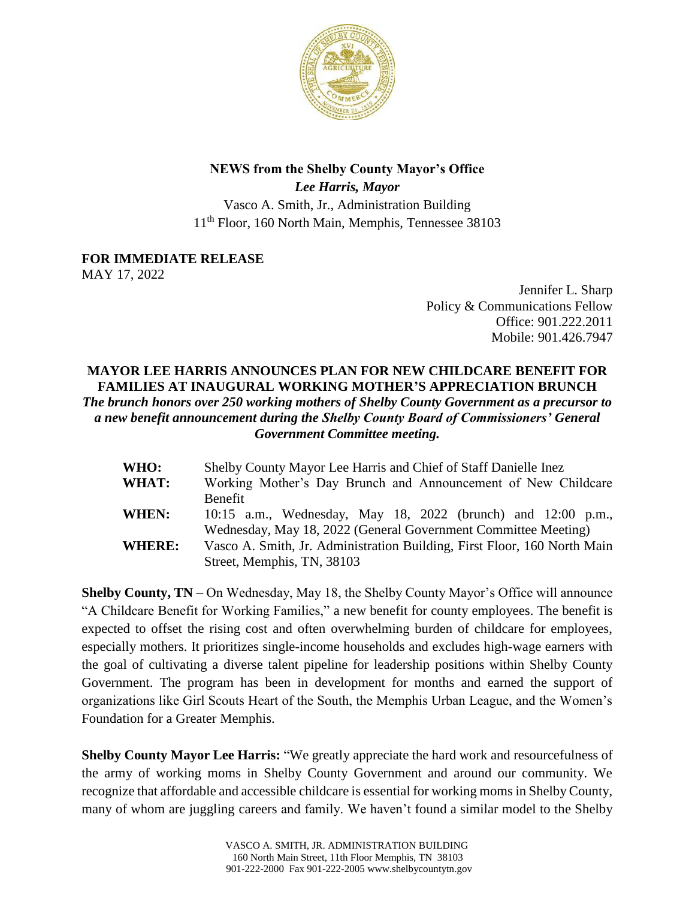**NEWS from the Shelby County Mayor's Office**

***Lee Harris, Mayor***

Vasco A. Smith, Jr., Administration Building

11th Floor, 160 North Main, Memphis, Tennessee 38103

**FOR IMMEDIATE RELEASE**

MAY 17, 2022

Jennifer L. Sharp
Policy & Communications Fellow
Office: 901.222.2011
Mobile: 901.426.7947

## MAYOR LEE HARRIS ANNOUNCES PLAN FOR NEW CHILDCARE BENEFIT FOR FAMILIES AT INAUGURAL WORKING MOTHER'S APPRECIATION BRUNCH

***The brunch honors over 250 working mothers of Shelby County Government as a precursor to a new benefit announcement during the Shelby County Board of Commissioners' General Government Committee meeting.***

| | |
|---|---|
| **WHO:** | Shelby County Mayor Lee Harris and Chief of Staff Danielle Inez |
| **WHAT:** | Working Mother's Day Brunch and Announcement of New Childcare Benefit |
| **WHEN:** | 10:15 a.m., Wednesday, May 18, 2022 (brunch) and 12:00 p.m., Wednesday, May 18, 2022 (General Government Committee Meeting) |
| **WHERE:** | Vasco A. Smith, Jr. Administration Building, First Floor, 160 North Main Street, Memphis, TN, 38103 |

**Shelby County, TN** – On Wednesday, May 18, the Shelby County Mayor's Office will announce "A Childcare Benefit for Working Families," a new benefit for county employees. The benefit is expected to offset the rising cost and often overwhelming burden of childcare for employees, especially mothers. It prioritizes single-income households and excludes high-wage earners with the goal of cultivating a diverse talent pipeline for leadership positions within Shelby County Government. The program has been in development for months and earned the support of organizations like Girl Scouts Heart of the South, the Memphis Urban League, and the Women's Foundation for a Greater Memphis.

**Shelby County Mayor Lee Harris:** "We greatly appreciate the hard work and resourcefulness of the army of working moms in Shelby County Government and around our community. We recognize that affordable and accessible childcare is essential for working moms in Shelby County, many of whom are juggling careers and family. We haven't found a similar model to the Shelby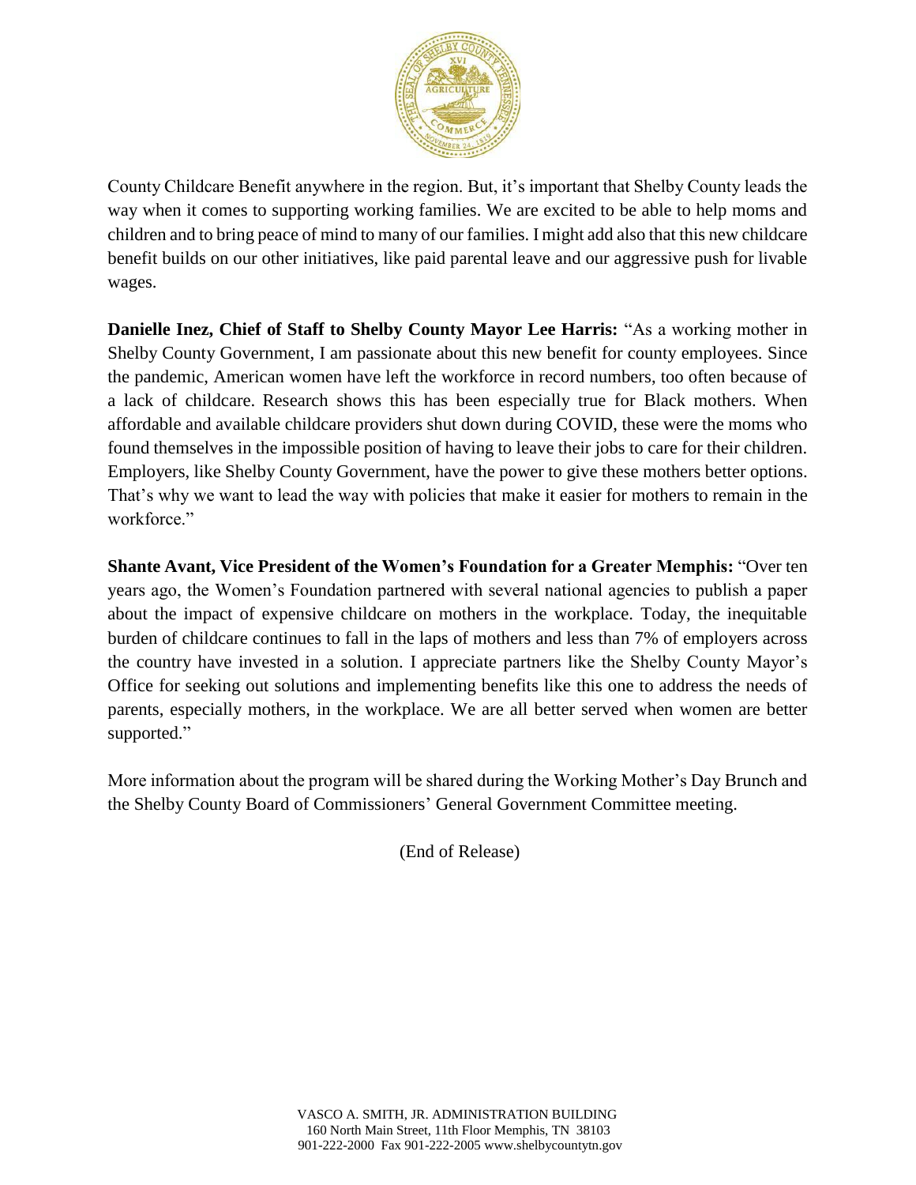County Childcare Benefit anywhere in the region. But, it's important that Shelby County leads the way when it comes to supporting working families. We are excited to be able to help moms and children and to bring peace of mind to many of our families. I might add also that this new childcare benefit builds on our other initiatives, like paid parental leave and our aggressive push for livable wages.

**Danielle Inez, Chief of Staff to Shelby County Mayor Lee Harris:** "As a working mother in Shelby County Government, I am passionate about this new benefit for county employees. Since the pandemic, American women have left the workforce in record numbers, too often because of a lack of childcare. Research shows this has been especially true for Black mothers. When affordable and available childcare providers shut down during COVID, these were the moms who found themselves in the impossible position of having to leave their jobs to care for their children. Employers, like Shelby County Government, have the power to give these mothers better options. That's why we want to lead the way with policies that make it easier for mothers to remain in the workforce."

**Shante Avant, Vice President of the Women's Foundation for a Greater Memphis:** "Over ten years ago, the Women's Foundation partnered with several national agencies to publish a paper about the impact of expensive childcare on mothers in the workplace. Today, the inequitable burden of childcare continues to fall in the laps of mothers and less than 7% of employers across the country have invested in a solution. I appreciate partners like the Shelby County Mayor's Office for seeking out solutions and implementing benefits like this one to address the needs of parents, especially mothers, in the workplace. We are all better served when women are better supported."

More information about the program will be shared during the Working Mother's Day Brunch and the Shelby County Board of Commissioners' General Government Committee meeting.

(End of Release)